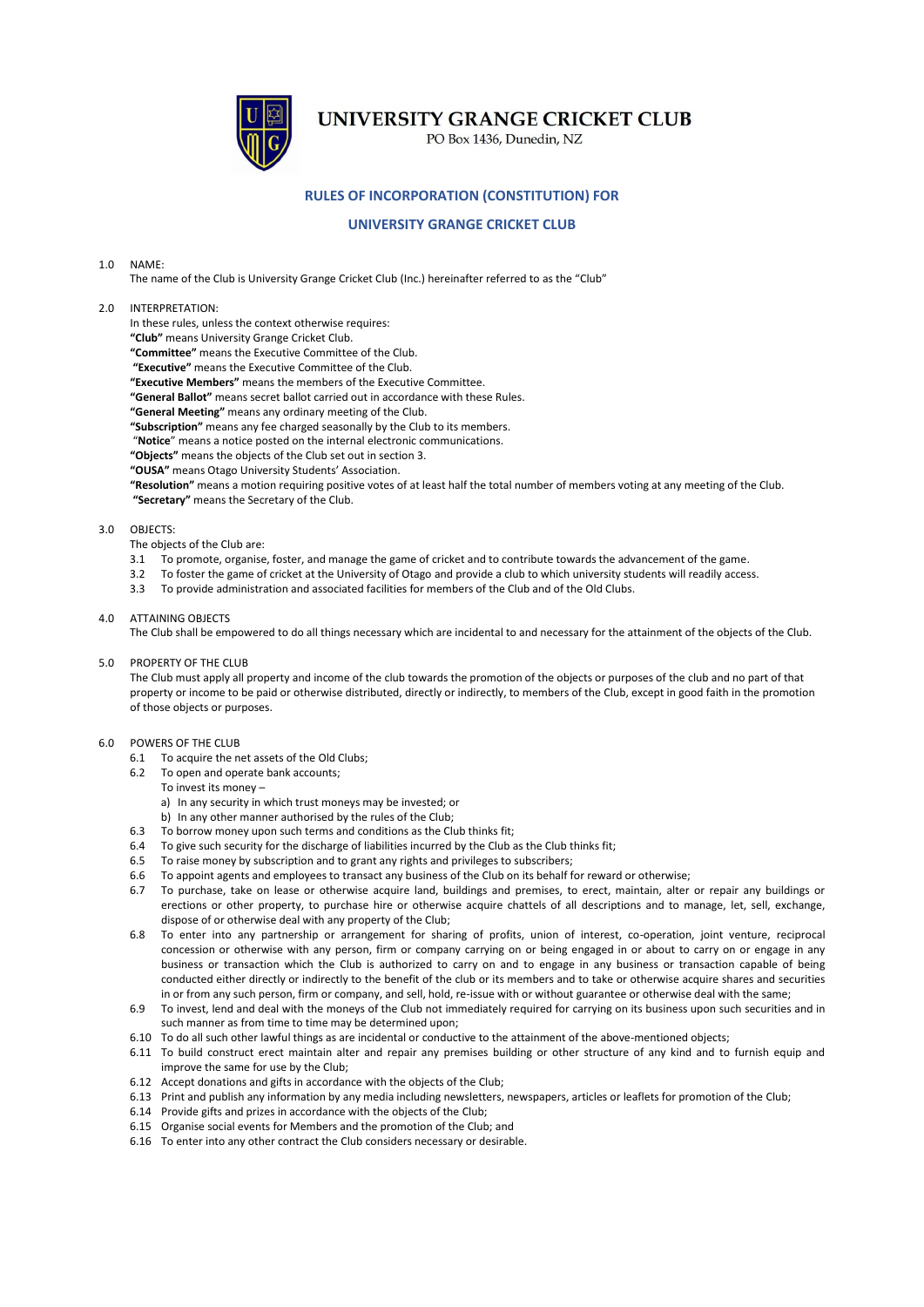# UNIVERSITY GRANGE CRICKET CLUB

PO Box 1436, Dunedin, NZ

## RULES OF INCORPORATION (CONSTITUTION) FOR

## UNIVERSITY GRANGE CRICKET CLUB

1.0 NAME:

The name of the Club is University Grange Cricket Club (Inc.) hereinafter referred to as the "Club"

2.0 INTERPRETATION:

In these rules, unless the context otherwise requires:

**"Club"** means University Grange Cricket Club.

**"Committee"** means the Executive Committee of the Club.

**"Executive"** means the Executive Committee of the Club.

**"Executive Members"** means the members of the Executive Committee.

**"General Ballot"** means secret ballot carried out in accordance with these Rules.

**"General Meeting"** means any ordinary meeting of the Club.

**"Subscription"** means any fee charged seasonally by the Club to its members.

"**Notice**" means a notice posted on the internal electronic communications.

**"Objects"** means the objects of the Club set out in section 3.

**"OUSA"** means Otago University Students' Association.

**"Resolution"** means a motion requiring positive votes of at least half the total number of members voting at any meeting of the Club.

**"Secretary"** means the Secretary of the Club.

3.0 OBJECTS:

The objects of the Club are:

3.1 To promote, organise, foster, and manage the game of cricket and to contribute towards the advancement of the game.

3.2 To foster the game of cricket at the University of Otago and provide a club to which university students will readily access.

3.3 To provide administration and associated facilities for members of the Club and of the Old Clubs.

4.0 ATTAINING OBJECTS

The Club shall be empowered to do all things necessary which are incidental to and necessary for the attainment of the objects of the Club.

5.0 PROPERTY OF THE CLUB

The Club must apply all property and income of the club towards the promotion of the objects or purposes of the club and no part of that property or income to be paid or otherwise distributed, directly or indirectly, to members of the Club, except in good faith in the promotion of those objects or purposes.

6.0 POWERS OF THE CLUB

6.1 To acquire the net assets of the Old Clubs;

6.2 To open and operate bank accounts;

To invest its money –

a) In any security in which trust moneys may be invested; or

b) In any other manner authorised by the rules of the Club;

6.3 To borrow money upon such terms and conditions as the Club thinks fit;

6.4 To give such security for the discharge of liabilities incurred by the Club as the Club thinks fit;

6.5 To raise money by subscription and to grant any rights and privileges to subscribers;

6.6 To appoint agents and employees to transact any business of the Club on its behalf for reward or otherwise;

6.7 To purchase, take on lease or otherwise acquire land, buildings and premises, to erect, maintain, alter or repair any buildings or erections or other property, to purchase hire or otherwise acquire chattels of all descriptions and to manage, let, sell, exchange, dispose of or otherwise deal with any property of the Club;

6.8 To enter into any partnership or arrangement for sharing of profits, union of interest, co-operation, joint venture, reciprocal concession or otherwise with any person, firm or company carrying on or being engaged in or about to carry on or engage in any business or transaction which the Club is authorized to carry on and to engage in any business or transaction capable of being conducted either directly or indirectly to the benefit of the club or its members and to take or otherwise acquire shares and securities in or from any such person, firm or company, and sell, hold, re-issue with or without guarantee or otherwise deal with the same;

6.9 To invest, lend and deal with the moneys of the Club not immediately required for carrying on its business upon such securities and in such manner as from time to time may be determined upon;

6.10 To do all such other lawful things as are incidental or conductive to the attainment of the above-mentioned objects;

6.11 To build construct erect maintain alter and repair any premises building or other structure of any kind and to furnish equip and improve the same for use by the Club;

6.12 Accept donations and gifts in accordance with the objects of the Club;

6.13 Print and publish any information by any media including newsletters, newspapers, articles or leaflets for promotion of the Club;

6.14 Provide gifts and prizes in accordance with the objects of the Club;

6.15 Organise social events for Members and the promotion of the Club; and

6.16 To enter into any other contract the Club considers necessary or desirable.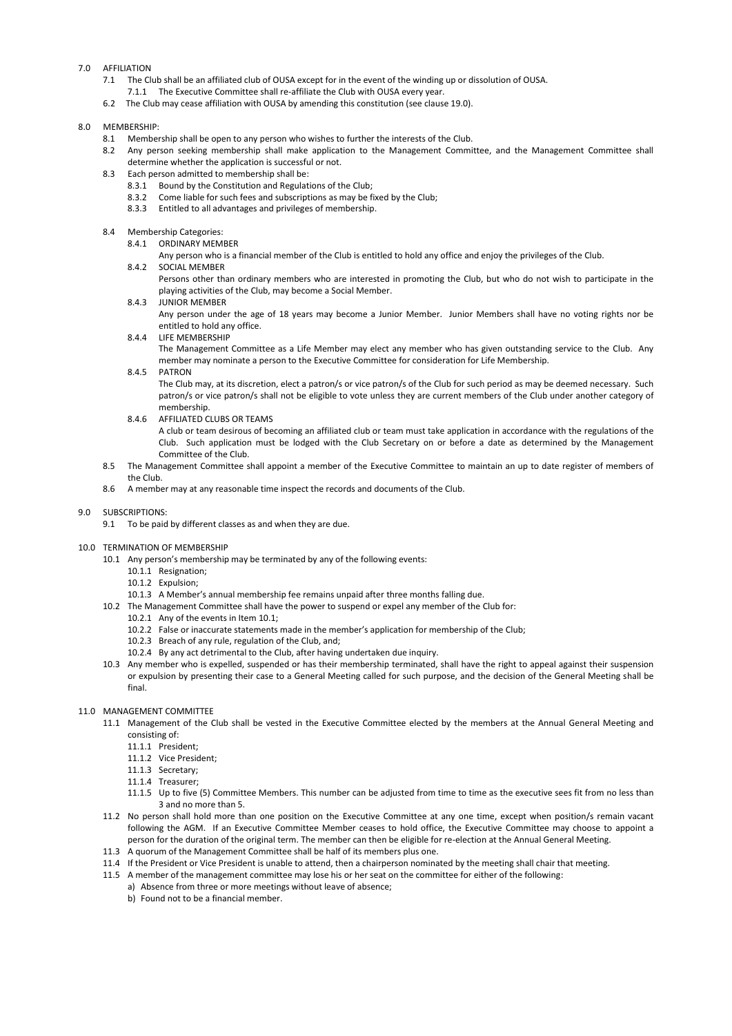## 7.0 AFFILIATION

- 7.1 The Club shall be an affiliated club of OUSA except for in the event of the winding up or dissolution of OUSA.
  - 7.1.1 The Executive Committee shall re-affiliate the Club with OUSA every year.
- 6.2 The Club may cease affiliation with OUSA by amending this constitution (see clause 19.0).

## 8.0 MEMBERSHIP:

- 8.1 Membership shall be open to any person who wishes to further the interests of the Club.
- 8.2 Any person seeking membership shall make application to the Management Committee, and the Management Committee shall determine whether the application is successful or not.
- 8.3 Each person admitted to membership shall be:
  - 8.3.1 Bound by the Constitution and Regulations of the Club;
  - 8.3.2 Come liable for such fees and subscriptions as may be fixed by the Club;
  - 8.3.3 Entitled to all advantages and privileges of membership.
- 8.4 Membership Categories:
  - 8.4.1 ORDINARY MEMBER
    Any person who is a financial member of the Club is entitled to hold any office and enjoy the privileges of the Club.
  - 8.4.2 SOCIAL MEMBER
    Persons other than ordinary members who are interested in promoting the Club, but who do not wish to participate in the playing activities of the Club, may become a Social Member.
  - 8.4.3 JUNIOR MEMBER
    Any person under the age of 18 years may become a Junior Member. Junior Members shall have no voting rights nor be entitled to hold any office.
  - 8.4.4 LIFE MEMBERSHIP
    The Management Committee as a Life Member may elect any member who has given outstanding service to the Club. Any member may nominate a person to the Executive Committee for consideration for Life Membership.
  - 8.4.5 PATRON
    The Club may, at its discretion, elect a patron/s or vice patron/s of the Club for such period as may be deemed necessary. Such patron/s or vice patron/s shall not be eligible to vote unless they are current members of the Club under another category of membership.
  - 8.4.6 AFFILIATED CLUBS OR TEAMS
    A club or team desirous of becoming an affiliated club or team must take application in accordance with the regulations of the Club. Such application must be lodged with the Club Secretary on or before a date as determined by the Management Committee of the Club.
- 8.5 The Management Committee shall appoint a member of the Executive Committee to maintain an up to date register of members of the Club.
- 8.6 A member may at any reasonable time inspect the records and documents of the Club.

## 9.0 SUBSCRIPTIONS:

- 9.1 To be paid by different classes as and when they are due.

## 10.0 TERMINATION OF MEMBERSHIP

- 10.1 Any person's membership may be terminated by any of the following events:
  - 10.1.1 Resignation;
  - 10.1.2 Expulsion;
  - 10.1.3 A Member's annual membership fee remains unpaid after three months falling due.
- 10.2 The Management Committee shall have the power to suspend or expel any member of the Club for:
  - 10.2.1 Any of the events in Item 10.1;
  - 10.2.2 False or inaccurate statements made in the member's application for membership of the Club;
  - 10.2.3 Breach of any rule, regulation of the Club, and;
  - 10.2.4 By any act detrimental to the Club, after having undertaken due inquiry.
- 10.3 Any member who is expelled, suspended or has their membership terminated, shall have the right to appeal against their suspension or expulsion by presenting their case to a General Meeting called for such purpose, and the decision of the General Meeting shall be final.

## 11.0 MANAGEMENT COMMITTEE

- 11.1 Management of the Club shall be vested in the Executive Committee elected by the members at the Annual General Meeting and consisting of:
  - 11.1.1 President;
  - 11.1.2 Vice President;
  - 11.1.3 Secretary;
  - 11.1.4 Treasurer;
  - 11.1.5 Up to five (5) Committee Members. This number can be adjusted from time to time as the executive sees fit from no less than 3 and no more than 5.
- 11.2 No person shall hold more than one position on the Executive Committee at any one time, except when position/s remain vacant following the AGM. If an Executive Committee Member ceases to hold office, the Executive Committee may choose to appoint a person for the duration of the original term. The member can then be eligible for re-election at the Annual General Meeting.
- 11.3 A quorum of the Management Committee shall be half of its members plus one.
- 11.4 If the President or Vice President is unable to attend, then a chairperson nominated by the meeting shall chair that meeting.
- 11.5 A member of the management committee may lose his or her seat on the committee for either of the following:
  - a) Absence from three or more meetings without leave of absence;
  - b) Found not to be a financial member.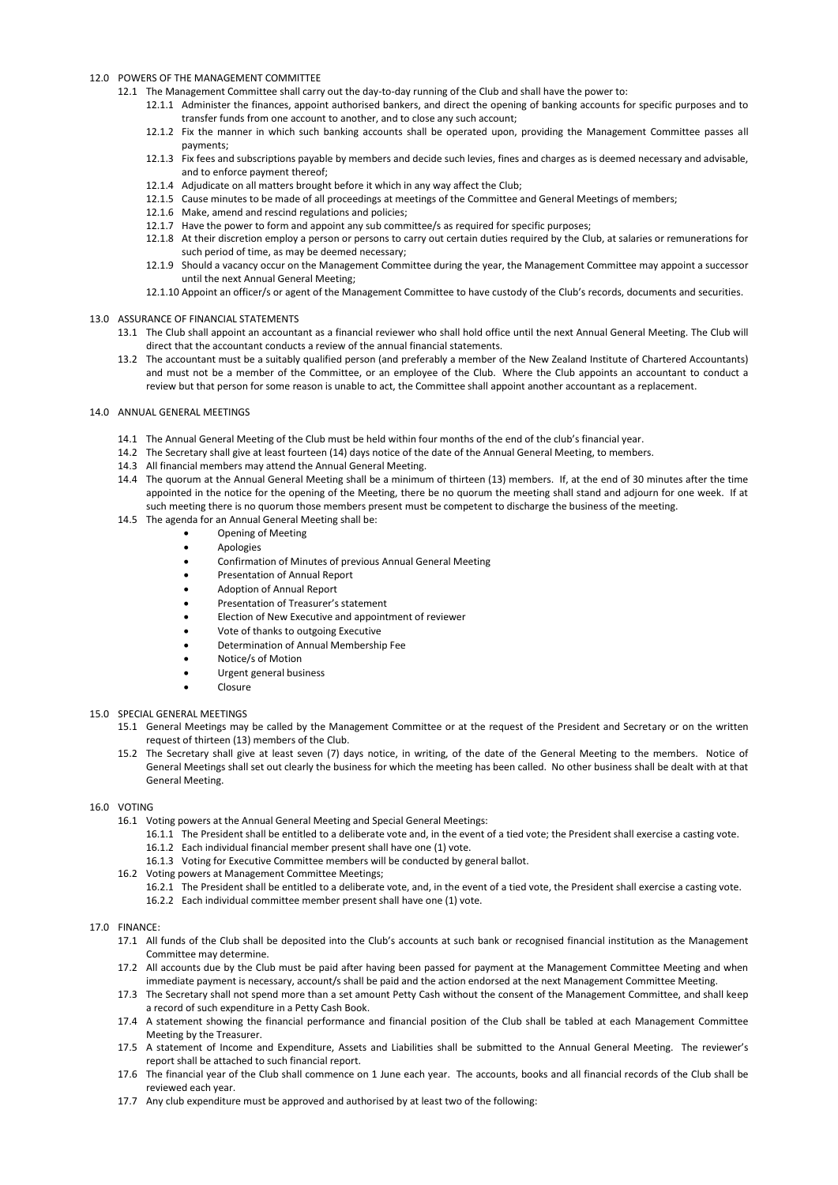## 12.0 POWERS OF THE MANAGEMENT COMMITTEE

12.1 The Management Committee shall carry out the day-to-day running of the Club and shall have the power to:

- 12.1.1 Administer the finances, appoint authorised bankers, and direct the opening of banking accounts for specific purposes and to transfer funds from one account to another, and to close any such account;
- 12.1.2 Fix the manner in which such banking accounts shall be operated upon, providing the Management Committee passes all payments;
- 12.1.3 Fix fees and subscriptions payable by members and decide such levies, fines and charges as is deemed necessary and advisable, and to enforce payment thereof;
- 12.1.4 Adjudicate on all matters brought before it which in any way affect the Club;
- 12.1.5 Cause minutes to be made of all proceedings at meetings of the Committee and General Meetings of members;
- 12.1.6 Make, amend and rescind regulations and policies;
- 12.1.7 Have the power to form and appoint any sub committee/s as required for specific purposes;
- 12.1.8 At their discretion employ a person or persons to carry out certain duties required by the Club, at salaries or remunerations for such period of time, as may be deemed necessary;
- 12.1.9 Should a vacancy occur on the Management Committee during the year, the Management Committee may appoint a successor until the next Annual General Meeting;
- 12.1.10 Appoint an officer/s or agent of the Management Committee to have custody of the Club's records, documents and securities.

## 13.0 ASSURANCE OF FINANCIAL STATEMENTS

13.1 The Club shall appoint an accountant as a financial reviewer who shall hold office until the next Annual General Meeting. The Club will direct that the accountant conducts a review of the annual financial statements.

13.2 The accountant must be a suitably qualified person (and preferably a member of the New Zealand Institute of Chartered Accountants) and must not be a member of the Committee, or an employee of the Club. Where the Club appoints an accountant to conduct a review but that person for some reason is unable to act, the Committee shall appoint another accountant as a replacement.

## 14.0 ANNUAL GENERAL MEETINGS

14.1 The Annual General Meeting of the Club must be held within four months of the end of the club's financial year.

14.2 The Secretary shall give at least fourteen (14) days notice of the date of the Annual General Meeting, to members.

14.3 All financial members may attend the Annual General Meeting.

14.4 The quorum at the Annual General Meeting shall be a minimum of thirteen (13) members. If, at the end of 30 minutes after the time appointed in the notice for the opening of the Meeting, there be no quorum the meeting shall stand and adjourn for one week. If at such meeting there is no quorum those members present must be competent to discharge the business of the meeting.

14.5 The agenda for an Annual General Meeting shall be:

- Opening of Meeting
- Apologies
- Confirmation of Minutes of previous Annual General Meeting
- Presentation of Annual Report
- Adoption of Annual Report
- Presentation of Treasurer's statement
- Election of New Executive and appointment of reviewer
- Vote of thanks to outgoing Executive
- Determination of Annual Membership Fee
- Notice/s of Motion
- Urgent general business
- Closure

## 15.0 SPECIAL GENERAL MEETINGS

15.1 General Meetings may be called by the Management Committee or at the request of the President and Secretary or on the written request of thirteen (13) members of the Club.

15.2 The Secretary shall give at least seven (7) days notice, in writing, of the date of the General Meeting to the members. Notice of General Meetings shall set out clearly the business for which the meeting has been called. No other business shall be dealt with at that General Meeting.

## 16.0 VOTING

16.1 Voting powers at the Annual General Meeting and Special General Meetings:

- 16.1.1 The President shall be entitled to a deliberate vote and, in the event of a tied vote; the President shall exercise a casting vote.
- 16.1.2 Each individual financial member present shall have one (1) vote.
- 16.1.3 Voting for Executive Committee members will be conducted by general ballot.

16.2 Voting powers at Management Committee Meetings;

- 16.2.1 The President shall be entitled to a deliberate vote, and, in the event of a tied vote, the President shall exercise a casting vote.
- 16.2.2 Each individual committee member present shall have one (1) vote.

## 17.0 FINANCE:

17.1 All funds of the Club shall be deposited into the Club's accounts at such bank or recognised financial institution as the Management Committee may determine.

17.2 All accounts due by the Club must be paid after having been passed for payment at the Management Committee Meeting and when immediate payment is necessary, account/s shall be paid and the action endorsed at the next Management Committee Meeting.

17.3 The Secretary shall not spend more than a set amount Petty Cash without the consent of the Management Committee, and shall keep a record of such expenditure in a Petty Cash Book.

17.4 A statement showing the financial performance and financial position of the Club shall be tabled at each Management Committee Meeting by the Treasurer.

17.5 A statement of Income and Expenditure, Assets and Liabilities shall be submitted to the Annual General Meeting. The reviewer's report shall be attached to such financial report.

17.6 The financial year of the Club shall commence on 1 June each year. The accounts, books and all financial records of the Club shall be reviewed each year.

17.7 Any club expenditure must be approved and authorised by at least two of the following: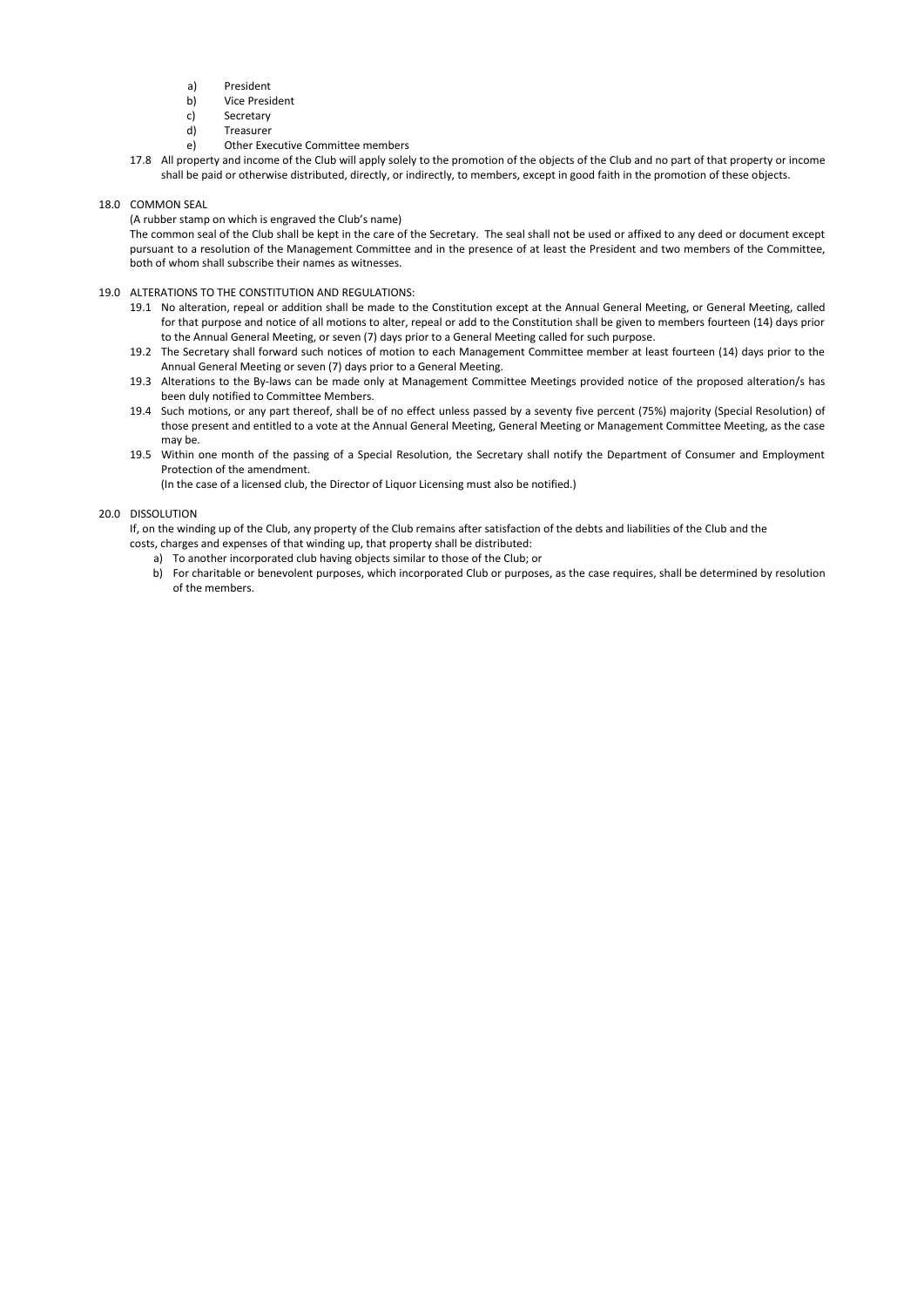a) President
b) Vice President
c) Secretary
d) Treasurer
e) Other Executive Committee members

17.8 All property and income of the Club will apply solely to the promotion of the objects of the Club and no part of that property or income shall be paid or otherwise distributed, directly, or indirectly, to members, except in good faith in the promotion of these objects.

## 18.0 COMMON SEAL

(A rubber stamp on which is engraved the Club's name)

The common seal of the Club shall be kept in the care of the Secretary. The seal shall not be used or affixed to any deed or document except pursuant to a resolution of the Management Committee and in the presence of at least the President and two members of the Committee, both of whom shall subscribe their names as witnesses.

## 19.0 ALTERATIONS TO THE CONSTITUTION AND REGULATIONS:

19.1 No alteration, repeal or addition shall be made to the Constitution except at the Annual General Meeting, or General Meeting, called for that purpose and notice of all motions to alter, repeal or add to the Constitution shall be given to members fourteen (14) days prior to the Annual General Meeting, or seven (7) days prior to a General Meeting called for such purpose.

19.2 The Secretary shall forward such notices of motion to each Management Committee member at least fourteen (14) days prior to the Annual General Meeting or seven (7) days prior to a General Meeting.

19.3 Alterations to the By-laws can be made only at Management Committee Meetings provided notice of the proposed alteration/s has been duly notified to Committee Members.

19.4 Such motions, or any part thereof, shall be of no effect unless passed by a seventy five percent (75%) majority (Special Resolution) of those present and entitled to a vote at the Annual General Meeting, General Meeting or Management Committee Meeting, as the case may be.

19.5 Within one month of the passing of a Special Resolution, the Secretary shall notify the Department of Consumer and Employment Protection of the amendment.
(In the case of a licensed club, the Director of Liquor Licensing must also be notified.)

## 20.0 DISSOLUTION

If, on the winding up of the Club, any property of the Club remains after satisfaction of the debts and liabilities of the Club and the costs, charges and expenses of that winding up, that property shall be distributed:

a) To another incorporated club having objects similar to those of the Club; or
b) For charitable or benevolent purposes, which incorporated Club or purposes, as the case requires, shall be determined by resolution of the members.